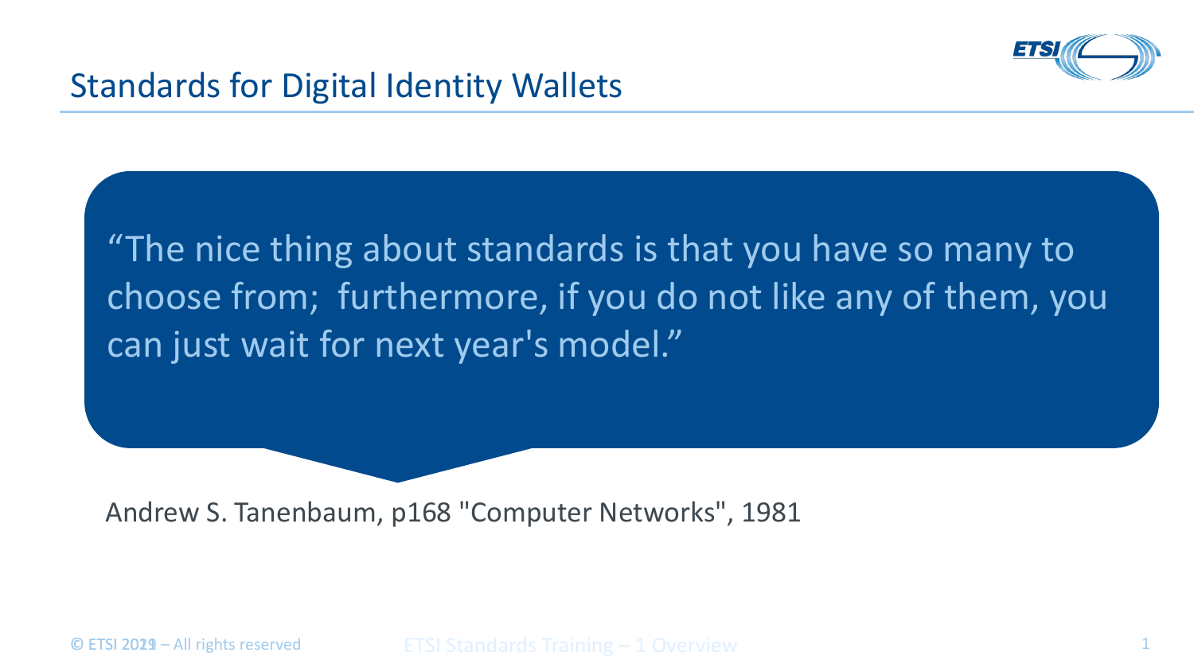# Standards for Digital Identity Wallets

> "The nice thing about standards is that you have so many to choose from; furthermore, if you do not like any of them, you can just wait for next year's model."

Andrew S. Tanenbaum, p168 "Computer Networks", 1981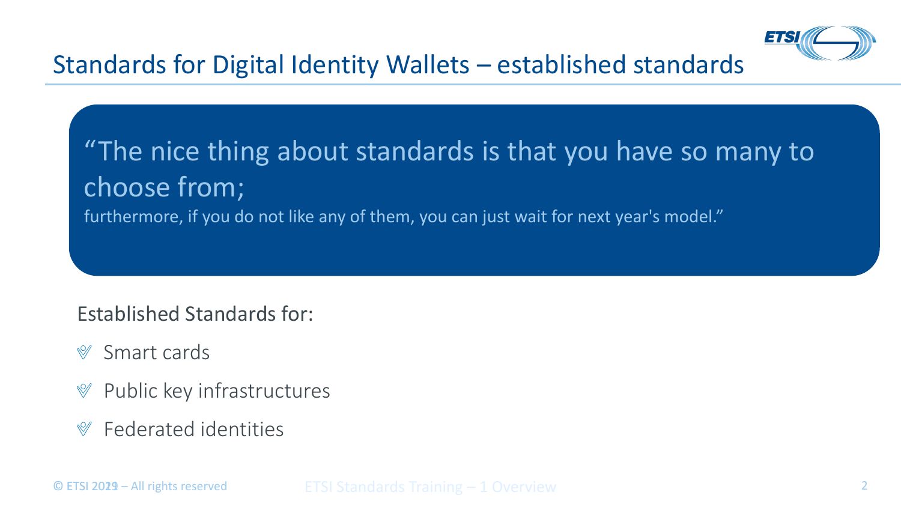# Standards for Digital Identity Wallets – established standards

> "The nice thing about standards is that you have so many to choose from;
> furthermore, if you do not like any of them, you can just wait for next year's model."

Established Standards for:

- Smart cards
- Public key infrastructures
- Federated identities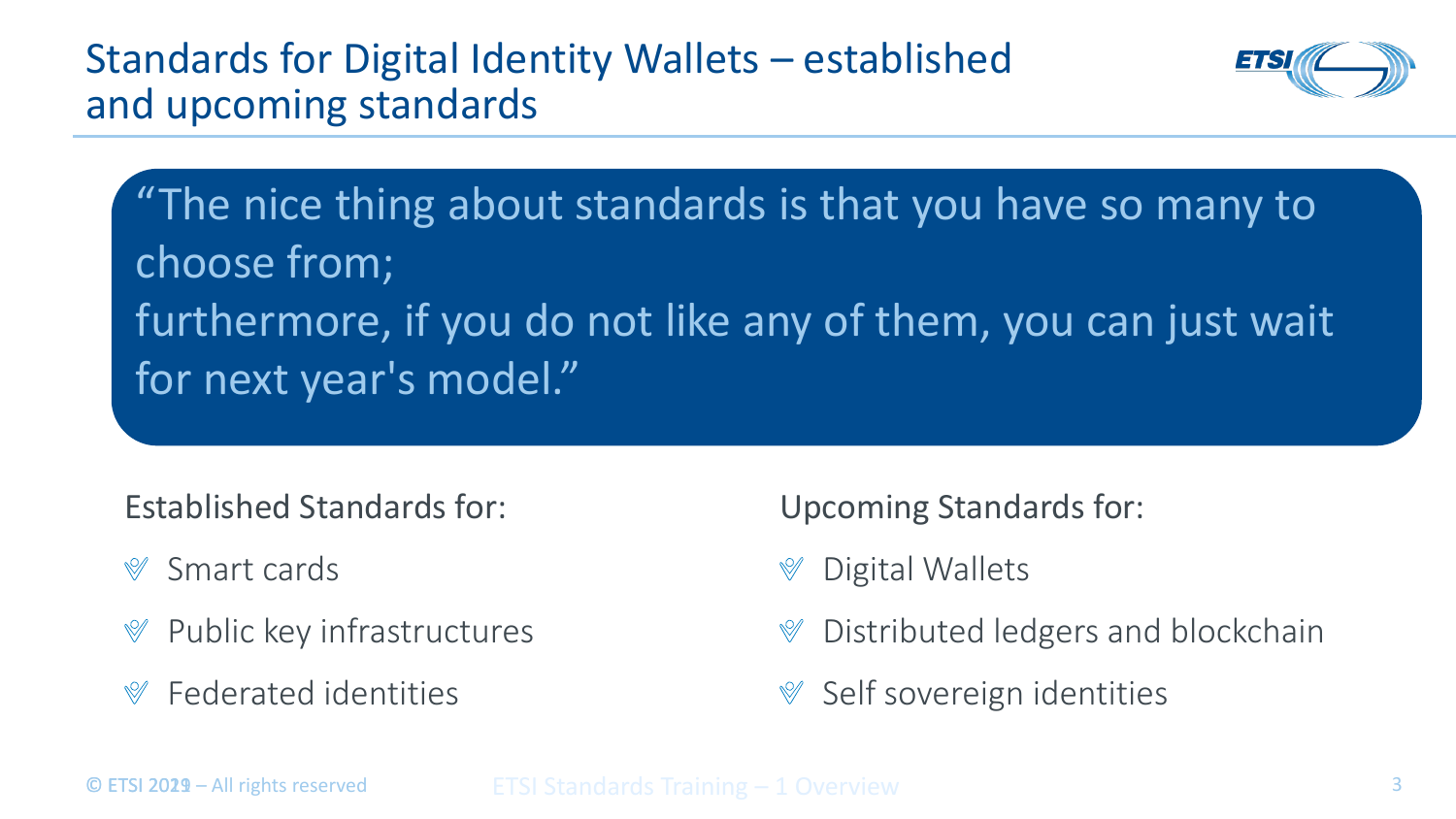# Standards for Digital Identity Wallets – established and upcoming standards

> "The nice thing about standards is that you have so many to choose from;
> furthermore, if you do not like any of them, you can just wait for next year's model."

Established Standards for:

- Smart cards
- Public key infrastructures
- Federated identities

Upcoming Standards for:

- Digital Wallets
- Distributed ledgers and blockchain
- Self sovereign identities